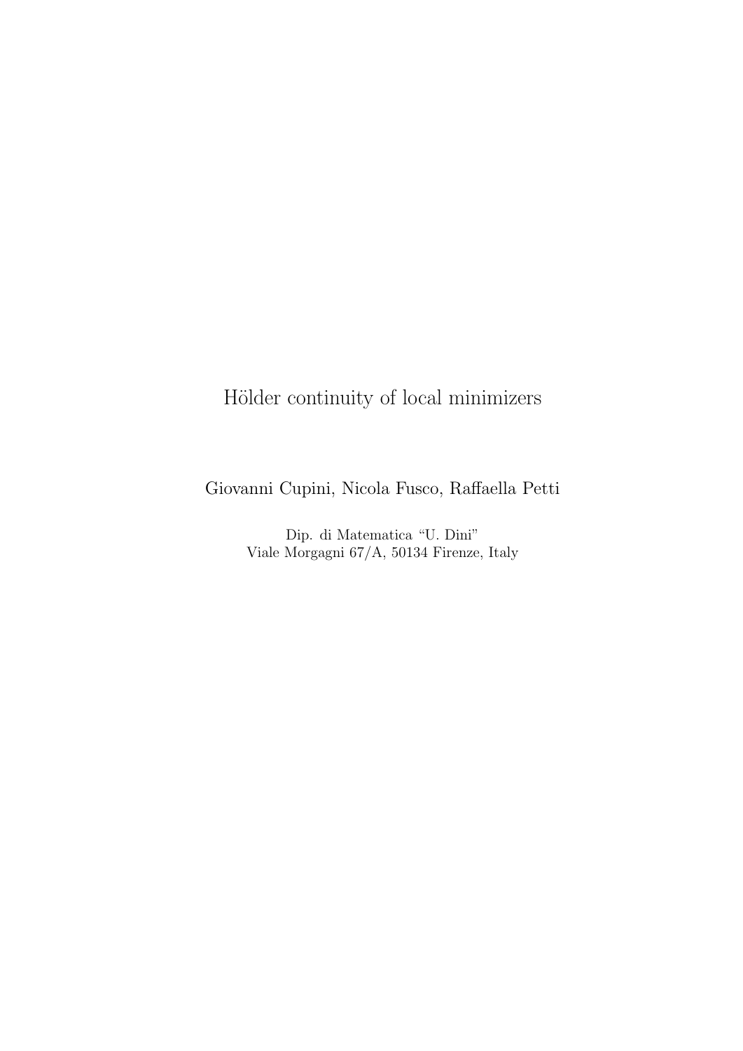# Hölder continuity of local minimizers

Giovanni Cupini, Nicola Fusco, Raffaella Petti

Dip. di Matematica "U. Dini"
Viale Morgagni 67/A, 50134 Firenze, Italy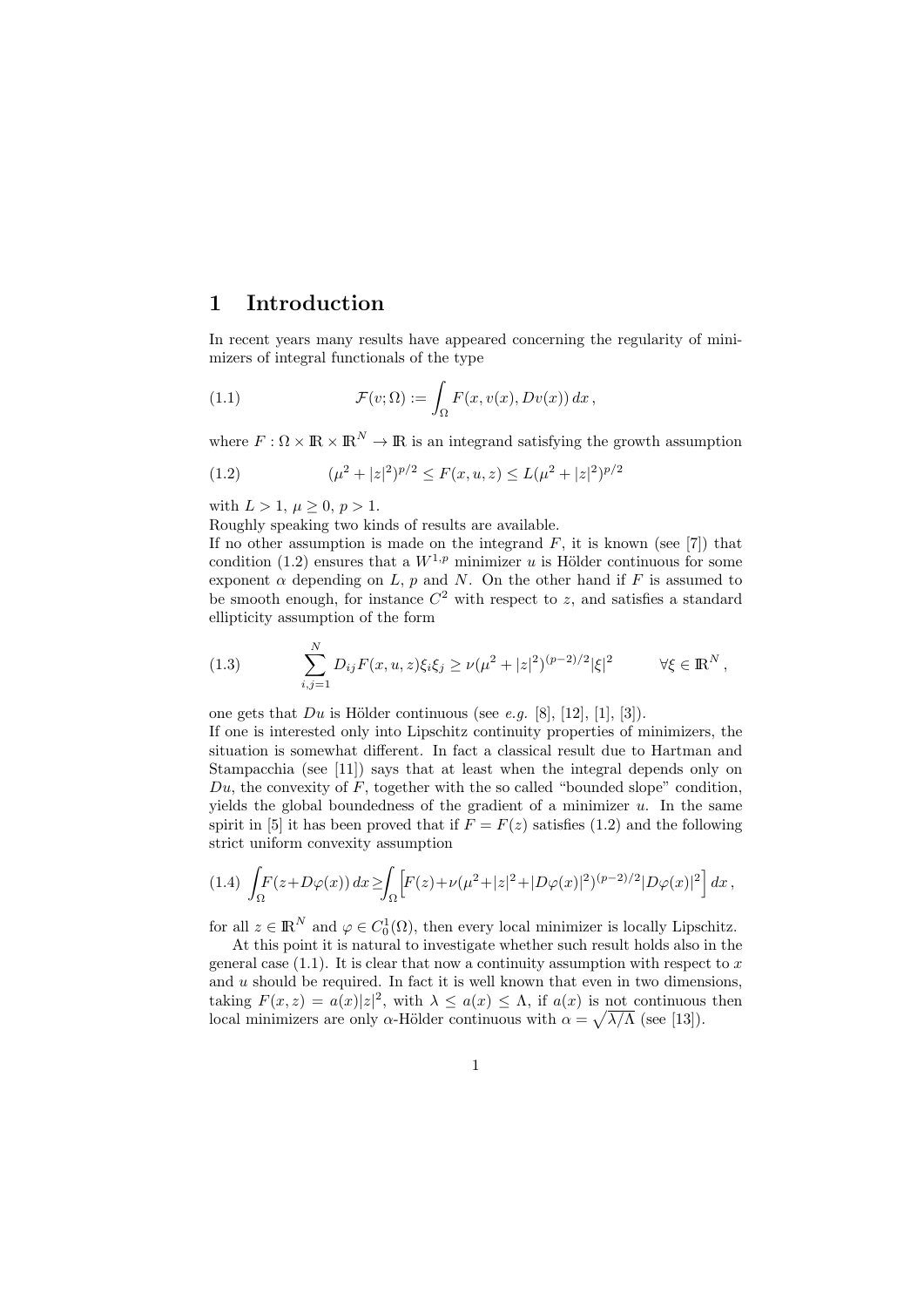# 1 Introduction

In recent years many results have appeared concerning the regularity of minimizers of integral functionals of the type

$$
\mathcal{F}(v;\Omega) := \int_\Omega F(x, v(x), Dv(x))\, dx\,, \tag{1.1}
$$

where $F : \Omega \times \mathbb{R} \times \mathbb{R}^N \to \mathbb{R}$ is an integrand satisfying the growth assumption

$$
(\mu^2 + |z|^2)^{p/2} \le F(x, u, z) \le L(\mu^2 + |z|^2)^{p/2} \tag{1.2}
$$

with $L > 1$, $\mu \ge 0$, $p > 1$.

Roughly speaking two kinds of results are available.

If no other assumption is made on the integrand $F$, it is known (see [7]) that condition (1.2) ensures that a $W^{1,p}$ minimizer $u$ is Hölder continuous for some exponent $\alpha$ depending on $L$, $p$ and $N$. On the other hand if $F$ is assumed to be smooth enough, for instance $C^2$ with respect to $z$, and satisfies a standard ellipticity assumption of the form

$$
\sum_{i,j=1}^{N} D_{ij}F(x, u, z)\xi_i\xi_j \ge \nu(\mu^2 + |z|^2)^{(p-2)/2}|\xi|^2 \qquad \forall \xi \in \mathbb{R}^N\,, \tag{1.3}
$$

one gets that $Du$ is Hölder continuous (see *e.g.* [8], [12], [1], [3]).

If one is interested only into Lipschitz continuity properties of minimizers, the situation is somewhat different. In fact a classical result due to Hartman and Stampacchia (see [11]) says that at least when the integral depends only on $Du$, the convexity of $F$, together with the so called "bounded slope" condition, yields the global boundedness of the gradient of a minimizer $u$. In the same spirit in [5] it has been proved that if $F = F(z)$ satisfies (1.2) and the following strict uniform convexity assumption

$$
\int_\Omega F(z+D\varphi(x))\, dx \ge \int_\Omega \Big[F(z)+\nu(\mu^2+|z|^2+|D\varphi(x)|^2)^{(p-2)/2}|D\varphi(x)|^2\Big]\, dx\,, \tag{1.4}
$$

for all $z \in \mathbb{R}^N$ and $\varphi \in C_0^1(\Omega)$, then every local minimizer is locally Lipschitz.

At this point it is natural to investigate whether such result holds also in the general case (1.1). It is clear that now a continuity assumption with respect to $x$ and $u$ should be required. In fact it is well known that even in two dimensions, taking $F(x, z) = a(x)|z|^2$, with $\lambda \le a(x) \le \Lambda$, if $a(x)$ is not continuous then local minimizers are only $\alpha$-Hölder continuous with $\alpha = \sqrt{\lambda/\Lambda}$ (see [13]).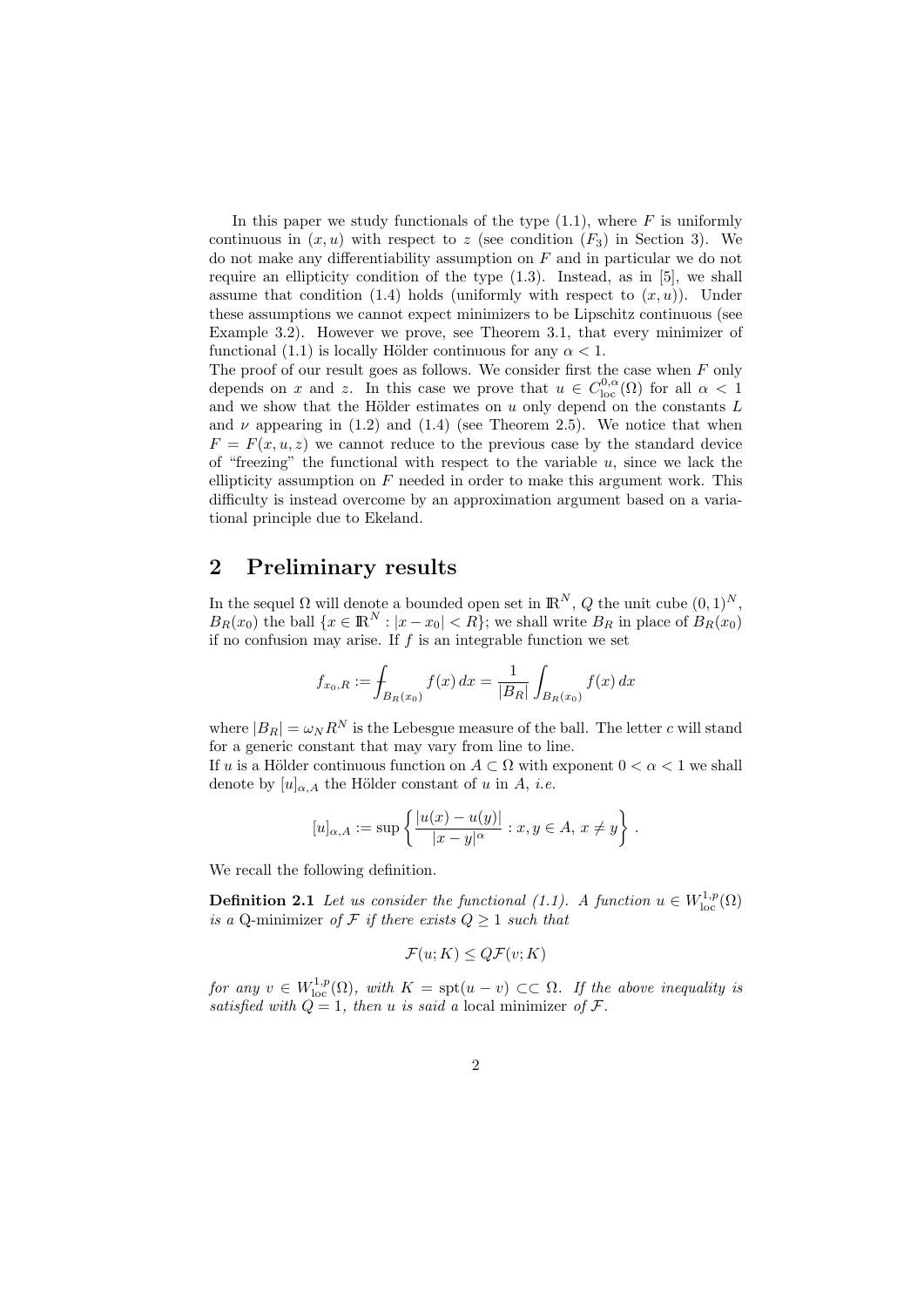In this paper we study functionals of the type (1.1), where $F$ is uniformly continuous in $(x, u)$ with respect to $z$ (see condition $(F_3)$ in Section 3). We do not make any differentiability assumption on $F$ and in particular we do not require an ellipticity condition of the type (1.3). Instead, as in [5], we shall assume that condition (1.4) holds (uniformly with respect to $(x, u)$). Under these assumptions we cannot expect minimizers to be Lipschitz continuous (see Example 3.2). However we prove, see Theorem 3.1, that every minimizer of functional (1.1) is locally Hölder continuous for any $\alpha < 1$.

The proof of our result goes as follows. We consider first the case when $F$ only depends on $x$ and $z$. In this case we prove that $u \in C^{0,\alpha}_{\mathrm{loc}}(\Omega)$ for all $\alpha < 1$ and we show that the Hölder estimates on $u$ only depend on the constants $L$ and $\nu$ appearing in (1.2) and (1.4) (see Theorem 2.5). We notice that when $F = F(x, u, z)$ we cannot reduce to the previous case by the standard device of "freezing" the functional with respect to the variable $u$, since we lack the ellipticity assumption on $F$ needed in order to make this argument work. This difficulty is instead overcome by an approximation argument based on a variational principle due to Ekeland.

## 2 Preliminary results

In the sequel $\Omega$ will denote a bounded open set in $\mathbb{R}^N$, $Q$ the unit cube $(0, 1)^N$, $B_R(x_0)$ the ball $\{x \in \mathbb{R}^N : |x - x_0| < R\}$; we shall write $B_R$ in place of $B_R(x_0)$ if no confusion may arise. If $f$ is an integrable function we set

$$f_{x_0,R} := \fint_{B_R(x_0)} f(x)\, dx = \frac{1}{|B_R|} \int_{B_R(x_0)} f(x)\, dx$$

where $|B_R| = \omega_N R^N$ is the Lebesgue measure of the ball. The letter $c$ will stand for a generic constant that may vary from line to line.

If $u$ is a Hölder continuous function on $A \subset \Omega$ with exponent $0 < \alpha < 1$ we shall denote by $[u]_{\alpha,A}$ the Hölder constant of $u$ in $A$, *i.e.*

$$[u]_{\alpha,A} := \sup \left\{ \frac{|u(x) - u(y)|}{|x - y|^\alpha} : x, y \in A,\, x \neq y \right\}.$$

We recall the following definition.

**Definition 2.1** *Let us consider the functional (1.1). A function $u \in W^{1,p}_{\mathrm{loc}}(\Omega)$ is a* Q-minimizer *of $\mathcal{F}$ if there exists $Q \geq 1$ such that*

$$\mathcal{F}(u; K) \leq Q\mathcal{F}(v; K)$$

*for any $v \in W^{1,p}_{\mathrm{loc}}(\Omega)$, with $K = \mathrm{spt}(u - v) \subset\subset \Omega$. If the above inequality is satisfied with $Q = 1$, then $u$ is said a* local minimizer *of $\mathcal{F}$.*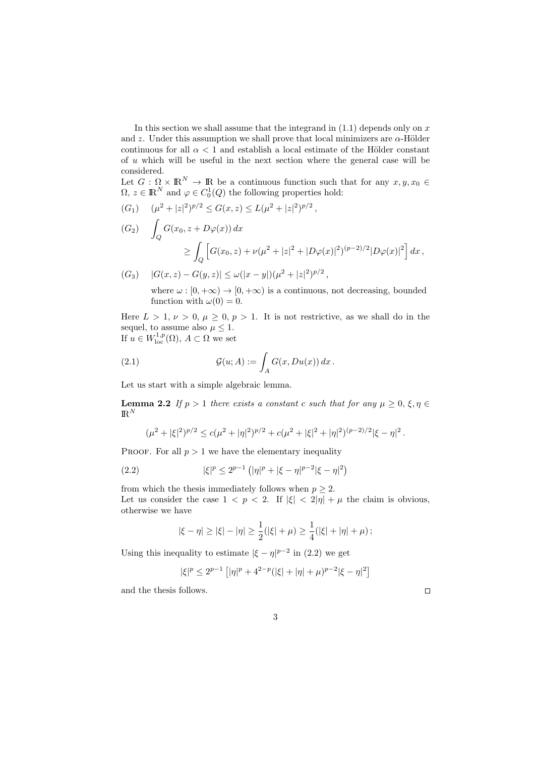In this section we shall assume that the integrand in (1.1) depends only on $x$ and $z$. Under this assumption we shall prove that local minimizers are $\alpha$-Hölder continuous for all $\alpha < 1$ and establish a local estimate of the Hölder constant of $u$ which will be useful in the next section where the general case will be considered.

Let $G : \Omega \times \mathbb{R}^N \to \mathbb{R}$ be a continuous function such that for any $x, y, x_0 \in \Omega$, $z \in \mathbb{R}^N$ and $\varphi \in C_0^1(Q)$ the following properties hold:

$(G_1)$ $\quad (\mu^2 + |z|^2)^{p/2} \leq G(x,z) \leq L(\mu^2 + |z|^2)^{p/2}\,,$

$(G_2)$
$$\int_Q G(x_0, z + D\varphi(x))\,dx \geq \int_Q \Big[ G(x_0,z) + \nu(\mu^2 + |z|^2 + |D\varphi(x)|^2)^{(p-2)/2}|D\varphi(x)|^2 \Big]\,dx\,,$$

$(G_3)$ $\quad |G(x,z) - G(y,z)| \leq \omega(|x-y|)(\mu^2 + |z|^2)^{p/2}\,,$

where $\omega : [0, +\infty) \to [0, +\infty)$ is a continuous, not decreasing, bounded function with $\omega(0) = 0$.

Here $L > 1$, $\nu > 0$, $\mu \geq 0$, $p > 1$. It is not restrictive, as we shall do in the sequel, to assume also $\mu \leq 1$.

If $u \in W^{1,p}_{\rm loc}(\Omega)$, $A \subset \Omega$ we set

$$\mathcal{G}(u;A) := \int_A G(x, Du(x))\,dx\,. \tag{2.1}$$

Let us start with a simple algebraic lemma.

**Lemma 2.2** *If $p > 1$ there exists a constant $c$ such that for any $\mu \geq 0$, $\xi, \eta \in \mathbb{R}^N$*

$$(\mu^2 + |\xi|^2)^{p/2} \leq c(\mu^2 + |\eta|^2)^{p/2} + c(\mu^2 + |\xi|^2 + |\eta|^2)^{(p-2)/2}|\xi - \eta|^2\,.$$

Proof. For all $p > 1$ we have the elementary inequality

$$|\xi|^p \leq 2^{p-1}\left(|\eta|^p + |\xi - \eta|^{p-2}|\xi - \eta|^2\right) \tag{2.2}$$

from which the thesis immediately follows when $p \geq 2$.

Let us consider the case $1 < p < 2$. If $|\xi| < 2|\eta| + \mu$ the claim is obvious, otherwise we have

$$|\xi - \eta| \geq |\xi| - |\eta| \geq \frac{1}{2}(|\xi| + \mu) \geq \frac{1}{4}(|\xi| + |\eta| + \mu)\,;$$

Using this inequality to estimate $|\xi - \eta|^{p-2}$ in (2.2) we get

$$|\xi|^p \leq 2^{p-1}\left[|\eta|^p + 4^{2-p}(|\xi| + |\eta| + \mu)^{p-2}|\xi - \eta|^2\right]$$

and the thesis follows. $\square$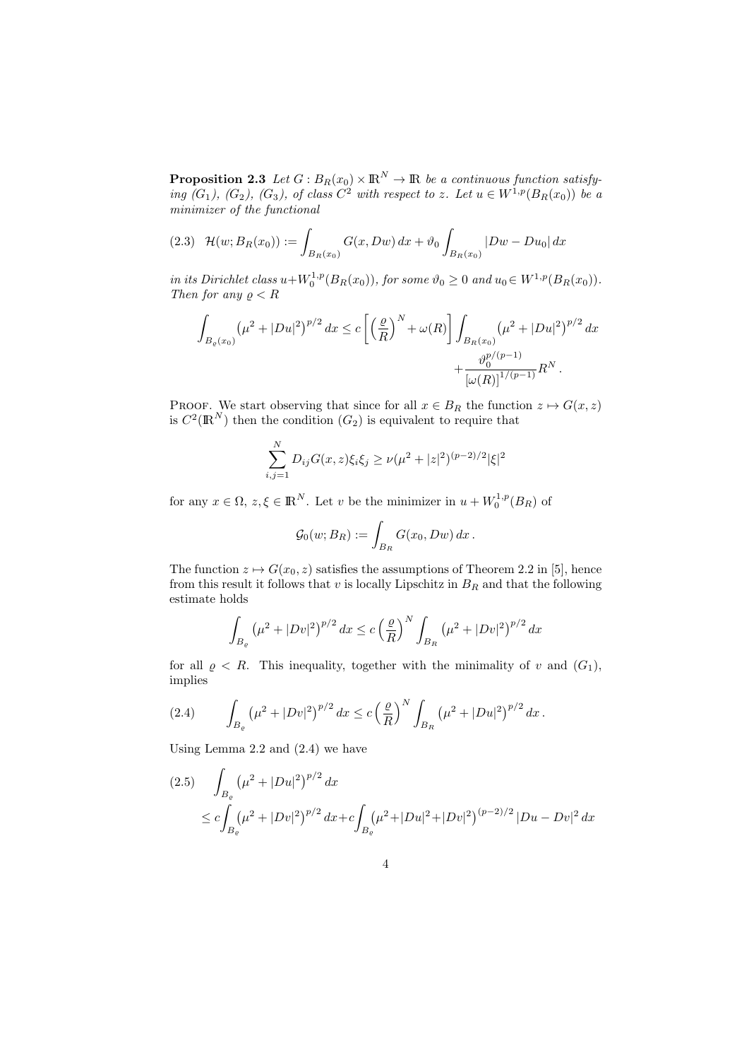**Proposition 2.3** *Let $G : B_R(x_0) \times \mathbb{R}^N \to \mathbb{R}$ be a continuous function satisfying $(G_1)$, $(G_2)$, $(G_3)$, of class $C^2$ with respect to $z$. Let $u \in W^{1,p}(B_R(x_0))$ be a minimizer of the functional*

$$
(2.3) \quad \mathcal{H}(w; B_R(x_0)) := \int_{B_R(x_0)} G(x, Dw)\, dx + \vartheta_0 \int_{B_R(x_0)} |Dw - Du_0|\, dx
$$

*in its Dirichlet class $u + W_0^{1,p}(B_R(x_0))$, for some $\vartheta_0 \geq 0$ and $u_0 \in W^{1,p}(B_R(x_0))$. Then for any $\varrho < R$*

$$
\int_{B_\varrho(x_0)} \left(\mu^2 + |Du|^2\right)^{p/2} dx \leq c \left[ \left(\frac{\varrho}{R}\right)^N + \omega(R) \right] \int_{B_R(x_0)} \left(\mu^2 + |Du|^2\right)^{p/2} dx + \frac{\vartheta_0^{p/(p-1)}}{\left[\omega(R)\right]^{1/(p-1)}} R^N .
$$

Proof. We start observing that since for all $x \in B_R$ the function $z \mapsto G(x,z)$ is $C^2(\mathbb{R}^N)$ then the condition $(G_2)$ is equivalent to require that

$$
\sum_{i,j=1}^{N} D_{ij} G(x,z) \xi_i \xi_j \geq \nu (\mu^2 + |z|^2)^{(p-2)/2} |\xi|^2
$$

for any $x \in \Omega$, $z, \xi \in \mathbb{R}^N$. Let $v$ be the minimizer in $u + W_0^{1,p}(B_R)$ of

$$
\mathcal{G}_0(w; B_R) := \int_{B_R} G(x_0, Dw)\, dx .
$$

The function $z \mapsto G(x_0, z)$ satisfies the assumptions of Theorem 2.2 in [5], hence from this result it follows that $v$ is locally Lipschitz in $B_R$ and that the following estimate holds

$$
\int_{B_\varrho} \left(\mu^2 + |Dv|^2\right)^{p/2} dx \leq c \left(\frac{\varrho}{R}\right)^N \int_{B_R} \left(\mu^2 + |Dv|^2\right)^{p/2} dx
$$

for all $\varrho < R$. This inequality, together with the minimality of $v$ and $(G_1)$, implies

$$
(2.4) \qquad \int_{B_\varrho} \left(\mu^2 + |Dv|^2\right)^{p/2} dx \leq c \left(\frac{\varrho}{R}\right)^N \int_{B_R} \left(\mu^2 + |Du|^2\right)^{p/2} dx .
$$

Using Lemma 2.2 and (2.4) we have

$$
(2.5) \quad \int_{B_\varrho} \left(\mu^2 + |Du|^2\right)^{p/2} dx \leq c \int_{B_\varrho} \left(\mu^2 + |Dv|^2\right)^{p/2} dx + c \int_{B_\varrho} \left(\mu^2 + |Du|^2 + |Dv|^2\right)^{(p-2)/2} |Du - Dv|^2\, dx
$$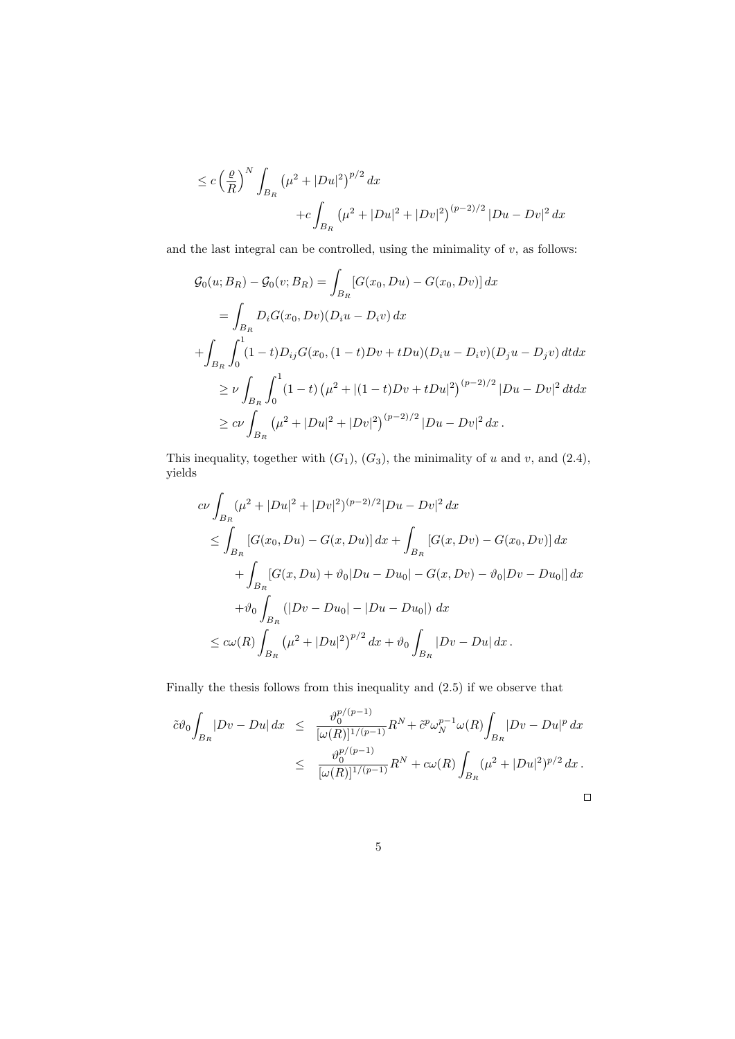$$
\begin{aligned}
&\leq c\left(\frac{\varrho}{R}\right)^N \int_{B_R} \left(\mu^2+|Du|^2\right)^{p/2} dx \\
&\qquad\qquad + c\int_{B_R} \left(\mu^2+|Du|^2+|Dv|^2\right)^{(p-2)/2} |Du-Dv|^2\, dx
\end{aligned}
$$

and the last integral can be controlled, using the minimality of $v$, as follows:

$$
\begin{aligned}
\mathcal{G}_0(u;B_R)-\mathcal{G}_0(v;B_R) &= \int_{B_R} [G(x_0,Du)-G(x_0,Dv)]\, dx \\
&= \int_{B_R} D_iG(x_0,Dv)(D_iu-D_iv)\, dx \\
+&\int_{B_R}\int_0^1 (1-t)D_{ij}G(x_0,(1-t)Dv+tDu)(D_iu-D_iv)(D_ju-D_jv)\, dtdx \\
&\geq \nu \int_{B_R}\int_0^1 (1-t)\left(\mu^2+|(1-t)Dv+tDu|^2\right)^{(p-2)/2} |Du-Dv|^2\, dtdx \\
&\geq c\nu \int_{B_R} \left(\mu^2+|Du|^2+|Dv|^2\right)^{(p-2)/2} |Du-Dv|^2\, dx\,.
\end{aligned}
$$

This inequality, together with $(G_1)$, $(G_3)$, the minimality of $u$ and $v$, and (2.4), yields

$$
\begin{aligned}
&c\nu \int_{B_R} (\mu^2+|Du|^2+|Dv|^2)^{(p-2)/2}|Du-Dv|^2\, dx \\
&\quad\leq \int_{B_R} [G(x_0,Du)-G(x,Du)]\, dx + \int_{B_R} [G(x,Dv)-G(x_0,Dv)]\, dx \\
&\qquad + \int_{B_R} [G(x,Du)+\vartheta_0|Du-Du_0|-G(x,Dv)-\vartheta_0|Dv-Du_0|]\, dx \\
&\qquad + \vartheta_0\int_{B_R} (|Dv-Du_0|-|Du-Du_0|)\, dx \\
&\quad\leq c\omega(R)\int_{B_R} \left(\mu^2+|Du|^2\right)^{p/2} dx + \vartheta_0\int_{B_R}|Dv-Du|\, dx\,.
\end{aligned}
$$

Finally the thesis follows from this inequality and (2.5) if we observe that

$$
\begin{aligned}
\tilde{c}\vartheta_0\int_{B_R}|Dv-Du|\, dx &\leq \frac{\vartheta_0^{p/(p-1)}}{[\omega(R)]^{1/(p-1)}}R^N + \tilde{c}^p\omega_N^{p-1}\omega(R)\int_{B_R}|Dv-Du|^p\, dx \\
&\leq \frac{\vartheta_0^{p/(p-1)}}{[\omega(R)]^{1/(p-1)}}R^N + c\omega(R)\int_{B_R}(\mu^2+|Du|^2)^{p/2}\, dx\,.
\end{aligned}
$$

□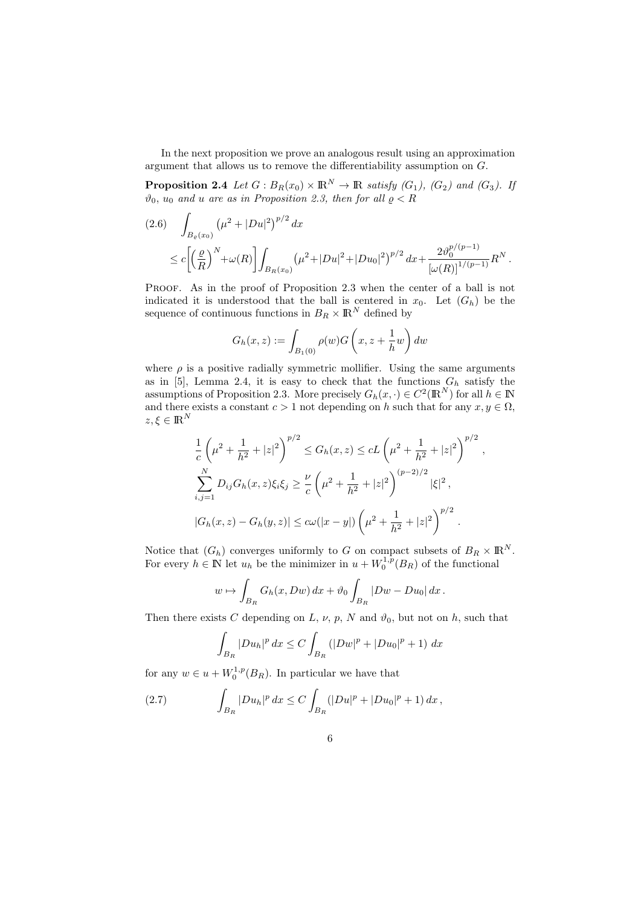In the next proposition we prove an analogous result using an approximation argument that allows us to remove the differentiability assumption on $G$.

**Proposition 2.4** *Let $G : B_R(x_0) \times \mathbb{R}^N \to \mathbb{R}$ satisfy $(G_1)$, $(G_2)$ and $(G_3)$. If $\vartheta_0$, $u_0$ and $u$ are as in Proposition 2.3, then for all $\varrho < R$*

$$
(2.6) \quad \int_{B_\varrho(x_0)} \left(\mu^2 + |Du|^2\right)^{p/2} dx
$$

$$
\leq c\left[\left(\frac{\varrho}{R}\right)^N + \omega(R)\right] \int_{B_R(x_0)} \left(\mu^2 + |Du|^2 + |Du_0|^2\right)^{p/2} dx + \frac{2\vartheta_0^{p/(p-1)}}{[\omega(R)]^{1/(p-1)}} R^N .
$$

Proof. As in the proof of Proposition 2.3 when the center of a ball is not indicated it is understood that the ball is centered in $x_0$. Let $(G_h)$ be the sequence of continuous functions in $B_R \times \mathbb{R}^N$ defined by

$$
G_h(x, z) := \int_{B_1(0)} \rho(w) G\left(x, z + \frac{1}{h} w\right) dw
$$

where $\rho$ is a positive radially symmetric mollifier. Using the same arguments as in [5], Lemma 2.4, it is easy to check that the functions $G_h$ satisfy the assumptions of Proposition 2.3. More precisely $G_h(x, \cdot) \in C^2(\mathbb{R}^N)$ for all $h \in \mathbb{N}$ and there exists a constant $c > 1$ not depending on $h$ such that for any $x, y \in \Omega$, $z, \xi \in \mathbb{R}^N$

$$
\frac{1}{c}\left(\mu^2 + \frac{1}{h^2} + |z|^2\right)^{p/2} \leq G_h(x, z) \leq cL\left(\mu^2 + \frac{1}{h^2} + |z|^2\right)^{p/2},
$$

$$
\sum_{i,j=1}^N D_{ij} G_h(x, z)\xi_i \xi_j \geq \frac{\nu}{c}\left(\mu^2 + \frac{1}{h^2} + |z|^2\right)^{(p-2)/2} |\xi|^2 ,
$$

$$
|G_h(x, z) - G_h(y, z)| \leq c\omega(|x - y|)\left(\mu^2 + \frac{1}{h^2} + |z|^2\right)^{p/2} .
$$

Notice that $(G_h)$ converges uniformly to $G$ on compact subsets of $B_R \times \mathbb{R}^N$. For every $h \in \mathbb{N}$ let $u_h$ be the minimizer in $u + W_0^{1,p}(B_R)$ of the functional

$$
w \mapsto \int_{B_R} G_h(x, Dw)\, dx + \vartheta_0 \int_{B_R} |Dw - Du_0|\, dx .
$$

Then there exists $C$ depending on $L$, $\nu$, $p$, $N$ and $\vartheta_0$, but not on $h$, such that

$$
\int_{B_R} |Du_h|^p\, dx \leq C \int_{B_R} \left(|Dw|^p + |Du_0|^p + 1\right)\, dx
$$

for any $w \in u + W_0^{1,p}(B_R)$. In particular we have that

$$
(2.7) \qquad \int_{B_R} |Du_h|^p\, dx \leq C \int_{B_R} \left(|Du|^p + |Du_0|^p + 1\right) dx ,
$$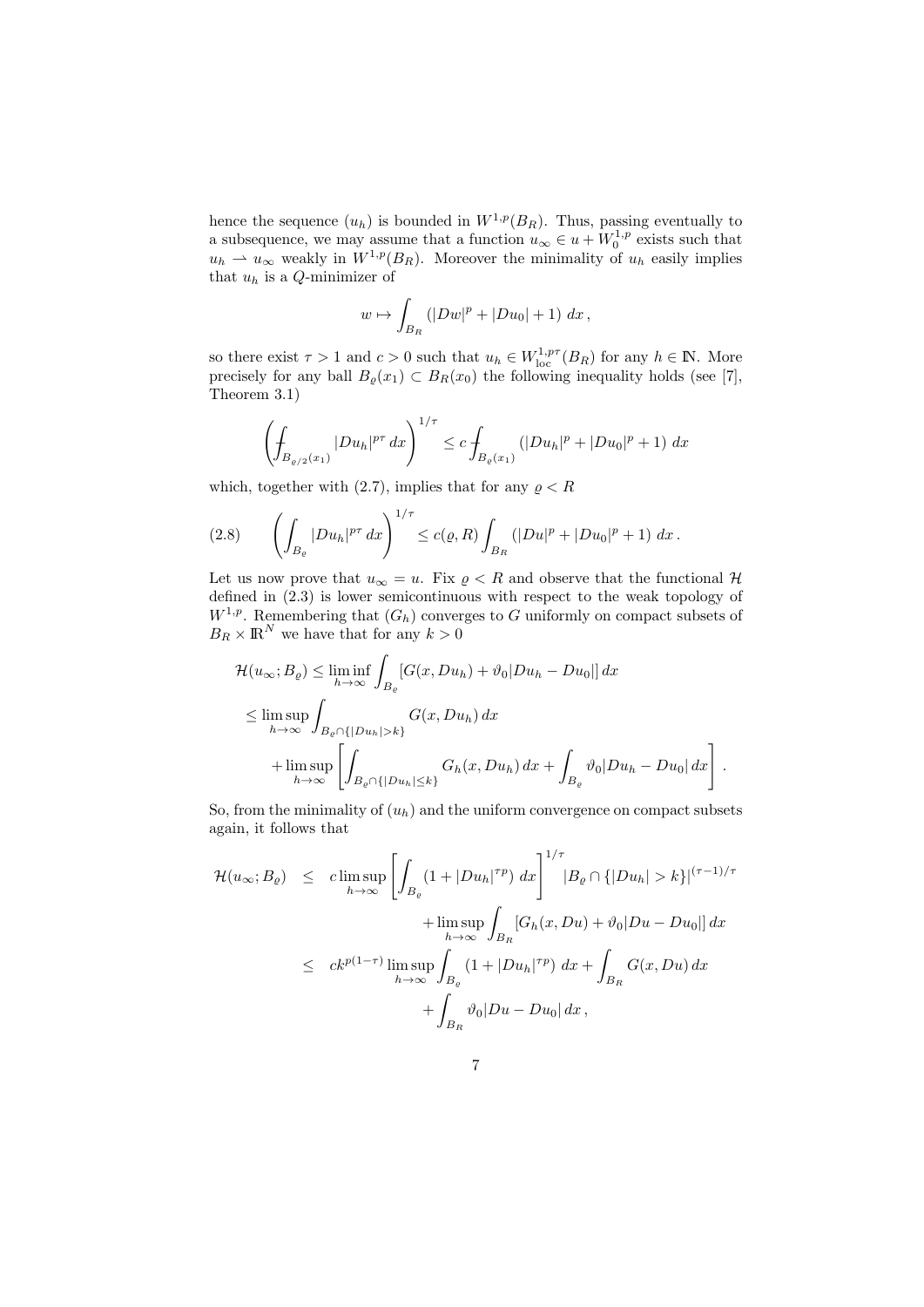hence the sequence $(u_h)$ is bounded in $W^{1,p}(B_R)$. Thus, passing eventually to a subsequence, we may assume that a function $u_\infty \in u + W_0^{1,p}$ exists such that $u_h \rightharpoonup u_\infty$ weakly in $W^{1,p}(B_R)$. Moreover the minimality of $u_h$ easily implies that $u_h$ is a $Q$-minimizer of

$$
w \mapsto \int_{B_R} \left( |Dw|^p + |Du_0| + 1 \right) \, dx \,,
$$

so there exist $\tau > 1$ and $c > 0$ such that $u_h \in W^{1,p\tau}_{\mathrm{loc}}(B_R)$ for any $h \in \mathbb{N}$. More precisely for any ball $B_\varrho(x_1) \subset B_R(x_0)$ the following inequality holds (see [7], Theorem 3.1)

$$
\left( \fint_{B_{\varrho/2}(x_1)} |Du_h|^{p\tau} \, dx \right)^{1/\tau} \le c \fint_{B_\varrho(x_1)} \left( |Du_h|^p + |Du_0|^p + 1 \right) \, dx
$$

which, together with (2.7), implies that for any $\varrho < R$

$$
\left( \int_{B_\varrho} |Du_h|^{p\tau} \, dx \right)^{1/\tau} \le c(\varrho, R) \int_{B_R} \left( |Du|^p + |Du_0|^p + 1 \right) \, dx \,. \tag{2.8}
$$

Let us now prove that $u_\infty = u$. Fix $\varrho < R$ and observe that the functional $\mathcal{H}$ defined in (2.3) is lower semicontinuous with respect to the weak topology of $W^{1,p}$. Remembering that $(G_h)$ converges to $G$ uniformly on compact subsets of $B_R \times \mathbb{R}^N$ we have that for any $k > 0$

$$
\begin{aligned}
\mathcal{H}(u_\infty; B_\varrho) &\le \liminf_{h \to \infty} \int_{B_\varrho} \left[ G(x, Du_h) + \vartheta_0 |Du_h - Du_0| \right] dx \\
&\le \limsup_{h \to \infty} \int_{B_\varrho \cap \{|Du_h| > k\}} G(x, Du_h) \, dx \\
&\quad + \limsup_{h \to \infty} \left[ \int_{B_\varrho \cap \{|Du_h| \le k\}} G_h(x, Du_h) \, dx + \int_{B_\varrho} \vartheta_0 |Du_h - Du_0| \, dx \right].
\end{aligned}
$$

So, from the minimality of $(u_h)$ and the uniform convergence on compact subsets again, it follows that

$$
\begin{aligned}
\mathcal{H}(u_\infty; B_\varrho) \quad &\le \quad c \limsup_{h \to \infty} \left[ \int_{B_\varrho} \left( 1 + |Du_h|^{\tau p} \right) dx \right]^{1/\tau} |B_\varrho \cap \{|Du_h| > k\}|^{(\tau - 1)/\tau} \\
&\qquad + \limsup_{h \to \infty} \int_{B_R} \left[ G_h(x, Du) + \vartheta_0 |Du - Du_0| \right] dx \\
&\le \quad c k^{p(1-\tau)} \limsup_{h \to \infty} \int_{B_\varrho} \left( 1 + |Du_h|^{\tau p} \right) dx + \int_{B_R} G(x, Du) \, dx \\
&\qquad + \int_{B_R} \vartheta_0 |Du - Du_0| \, dx \,,
\end{aligned}
$$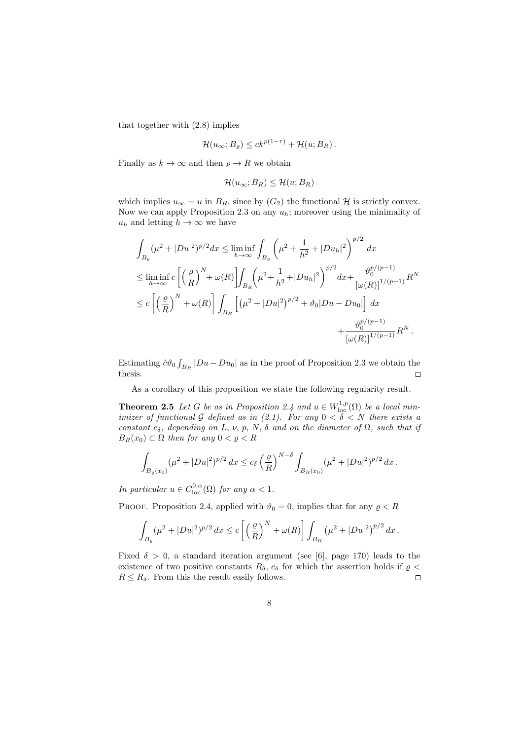that together with (2.8) implies

$$\mathcal{H}(u_\infty; B_\varrho) \le c k^{p(1-\tau)} + \mathcal{H}(u; B_R)\,.$$

Finally as $k \to \infty$ and then $\varrho \to R$ we obtain

$$\mathcal{H}(u_\infty; B_R) \le \mathcal{H}(u; B_R)$$

which implies $u_\infty = u$ in $B_R$, since by $(G_2)$ the functional $\mathcal{H}$ is strictly convex. Now we can apply Proposition 2.3 on any $u_h$; moreover using the minimality of $u_h$ and letting $h \to \infty$ we have

$$\begin{aligned}
\int_{B_\varrho} (\mu^2 + |Du|^2)^{p/2} dx &\le \liminf_{h\to\infty} \int_{B_\varrho} \left(\mu^2 + \frac{1}{h^2} + |Du_h|^2\right)^{p/2} dx \\
&\le \liminf_{h\to\infty} c \left[\left(\frac{\varrho}{R}\right)^N + \omega(R)\right] \int_{B_R} \left(\mu^2 + \frac{1}{h^2} + |Du_h|^2\right)^{p/2} dx + \frac{\vartheta_0^{p/(p-1)}}{[\omega(R)]^{1/(p-1)}} R^N \\
&\le c \left[\left(\frac{\varrho}{R}\right)^N + \omega(R)\right] \int_{B_R} \left[ \left(\mu^2 + |Du|^2\right)^{p/2} + \vartheta_0 |Du - Du_0| \right] dx \\
&\qquad + \frac{\vartheta_0^{p/(p-1)}}{[\omega(R)]^{1/(p-1)}} R^N\,.
\end{aligned}$$

Estimating $\tilde{c}\vartheta_0 \int_{B_R} |Du - Du_0|$ as in the proof of Proposition 2.3 we obtain the thesis. $\square$

As a corollary of this proposition we state the following regularity result.

**Theorem 2.5** *Let $G$ be as in Proposition 2.4 and $u \in W^{1,p}_{\mathrm{loc}}(\Omega)$ be a local minimizer of functional $\mathcal{G}$ defined as in (2.1). For any $0 < \delta < N$ there exists a constant $c_\delta$, depending on $L$, $\nu$, $p$, $N$, $\delta$ and on the diameter of $\Omega$, such that if $B_R(x_0) \subset \Omega$ then for any $0 < \varrho < R$*

$$\int_{B_\varrho(x_0)} (\mu^2 + |Du|^2)^{p/2}\, dx \le c_\delta \left(\frac{\varrho}{R}\right)^{N-\delta} \int_{B_R(x_0)} (\mu^2 + |Du|^2)^{p/2}\, dx\,.$$

*In particular $u \in C^{0,\alpha}_{\mathrm{loc}}(\Omega)$ for any $\alpha < 1$.*

Proof. Proposition 2.4, applied with $\vartheta_0 = 0$, implies that for any $\varrho < R$

$$\int_{B_\varrho} (\mu^2 + |Du|^2)^{p/2}\, dx \le c \left[\left(\frac{\varrho}{R}\right)^N + \omega(R)\right] \int_{B_R} \left(\mu^2 + |Du|^2\right)^{p/2} dx\,.$$

Fixed $\delta > 0$, a standard iteration argument (see [6], page 170) leads to the existence of two positive constants $R_\delta$, $c_\delta$ for which the assertion holds if $\varrho < R \le R_\delta$. From this the result easily follows. $\square$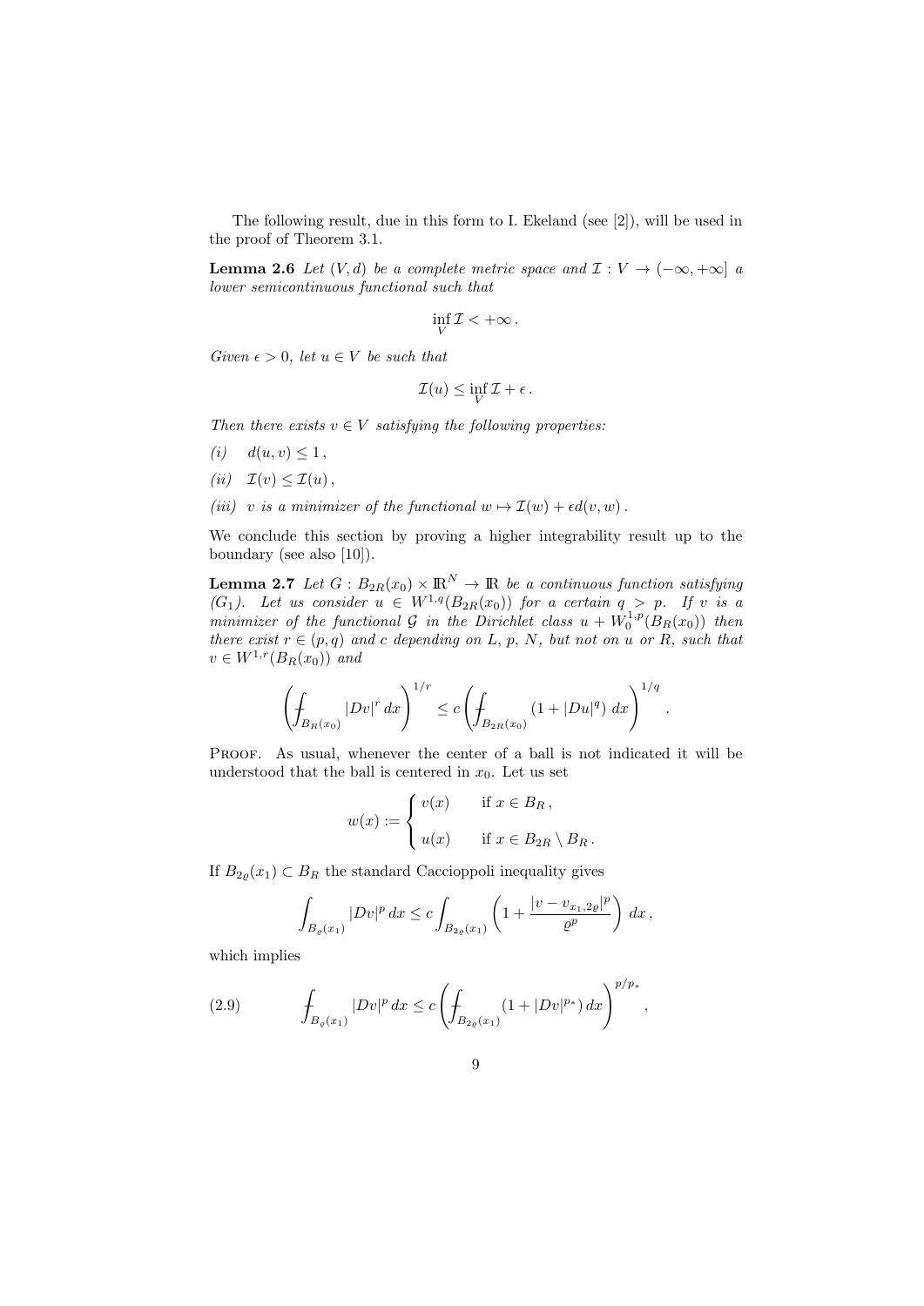The following result, due in this form to I. Ekeland (see [2]), will be used in the proof of Theorem 3.1.

**Lemma 2.6** *Let $(V, d)$ be a complete metric space and $\mathcal{I} : V \to (-\infty, +\infty]$ a lower semicontinuous functional such that*

$$\inf_V \mathcal{I} < +\infty \, .$$

*Given $\epsilon > 0$, let $u \in V$ be such that*

$$\mathcal{I}(u) \leq \inf_V \mathcal{I} + \epsilon \, .$$

*Then there exists $v \in V$ satisfying the following properties:*

*(i)* $\quad d(u, v) \leq 1 \, ,$

*(ii)* $\quad \mathcal{I}(v) \leq \mathcal{I}(u) \, ,$

*(iii)* *$v$ is a minimizer of the functional $w \mapsto \mathcal{I}(w) + \epsilon d(v, w)$ .*

We conclude this section by proving a higher integrability result up to the boundary (see also [10]).

**Lemma 2.7** *Let $G : B_{2R}(x_0) \times \mathbb{R}^N \to \mathbb{R}$ be a continuous function satisfying $(G_1)$. Let us consider $u \in W^{1,q}(B_{2R}(x_0))$ for a certain $q > p$. If $v$ is a minimizer of the functional $\mathcal{G}$ in the Dirichlet class $u + W_0^{1,p}(B_R(x_0))$ then there exist $r \in (p, q)$ and $c$ depending on $L$, $p$, $N$, but not on $u$ or $R$, such that $v \in W^{1,r}(B_R(x_0))$ and*

$$\left( \fint_{B_R(x_0)} |Dv|^r \, dx \right)^{1/r} \leq c \left( \fint_{B_{2R}(x_0)} (1 + |Du|^q) \, dx \right)^{1/q} .$$

Proof. As usual, whenever the center of a ball is not indicated it will be understood that the ball is centered in $x_0$. Let us set

$$w(x) := \begin{cases} v(x) & \text{if } x \in B_R \, , \\ u(x) & \text{if } x \in B_{2R} \setminus B_R \, . \end{cases}$$

If $B_{2\varrho}(x_1) \subset B_R$ the standard Caccioppoli inequality gives

$$\int_{B_\varrho(x_1)} |Dv|^p \, dx \leq c \int_{B_{2\varrho}(x_1)} \left( 1 + \frac{|v - v_{x_1, 2\varrho}|^p}{\varrho^p} \right) \, dx \, ,$$

which implies

$$\fint_{B_\varrho(x_1)} |Dv|^p \, dx \leq c \left( \fint_{B_{2\varrho}(x_1)} (1 + |Dv|^{p_*}) \, dx \right)^{p/p_*} , \tag{2.9}$$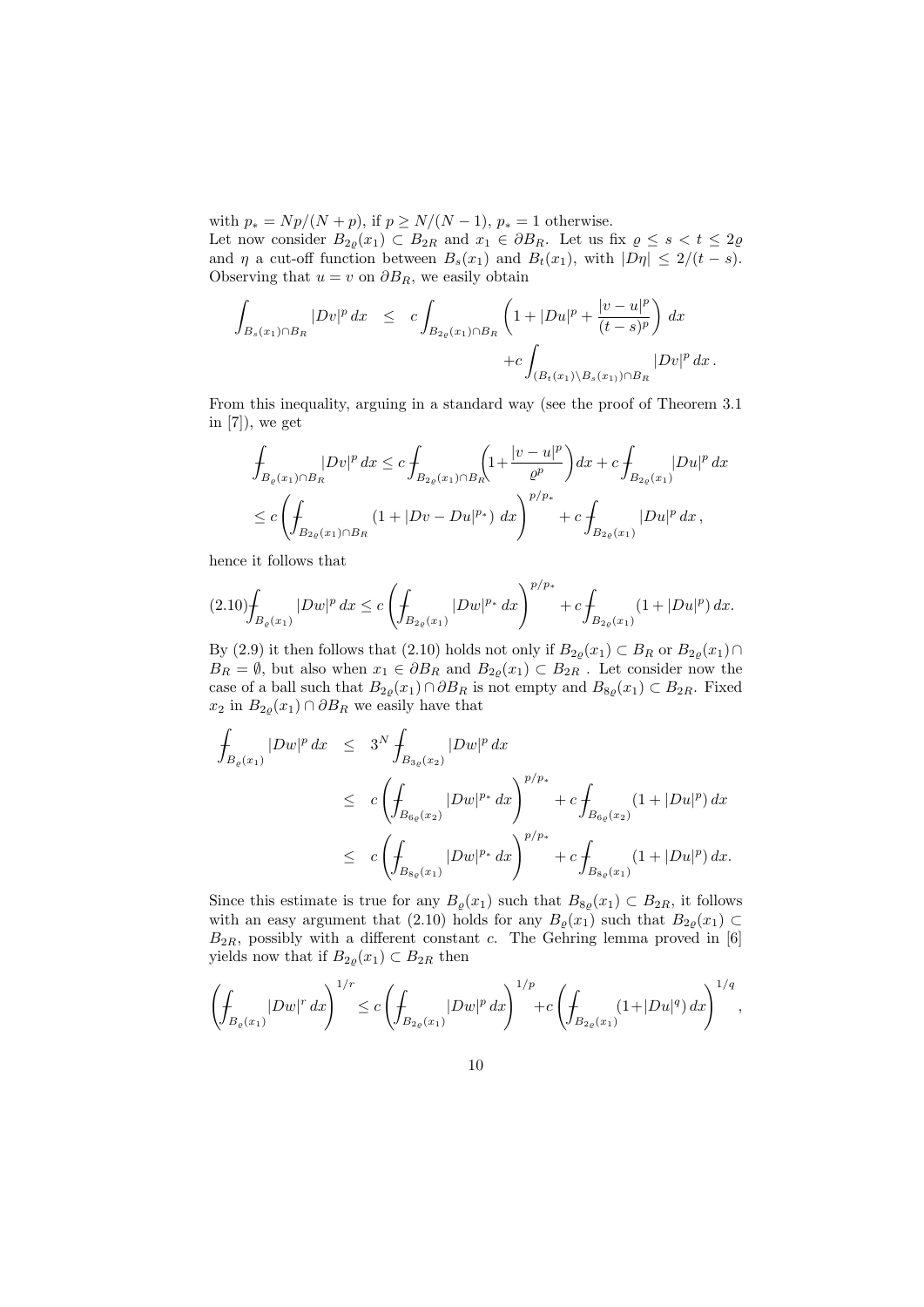with $p_* = Np/(N+p)$, if $p \geq N/(N-1)$, $p_* = 1$ otherwise.
Let now consider $B_{2\varrho}(x_1) \subset B_{2R}$ and $x_1 \in \partial B_R$. Let us fix $\varrho \leq s < t \leq 2\varrho$ and $\eta$ a cut-off function between $B_s(x_1)$ and $B_t(x_1)$, with $|D\eta| \leq 2/(t-s)$. Observing that $u = v$ on $\partial B_R$, we easily obtain

$$
\begin{aligned}
\int_{B_s(x_1)\cap B_R} |Dv|^p \, dx \quad &\leq \quad c \int_{B_{2\varrho}(x_1)\cap B_R} \left( 1 + |Du|^p + \frac{|v-u|^p}{(t-s)^p} \right) dx \\
&\qquad + c \int_{(B_t(x_1)\setminus B_s(x_1))\cap B_R} |Dv|^p \, dx \, .
\end{aligned}
$$

From this inequality, arguing in a standard way (see the proof of Theorem 3.1 in [7]), we get

$$
\begin{aligned}
&\fint_{B_\varrho(x_1)\cap B_R} |Dv|^p \, dx \leq c \fint_{B_{2\varrho}(x_1)\cap B_R} \left( 1 + \frac{|v-u|^p}{\varrho^p} \right) dx + c \fint_{B_{2\varrho}(x_1)} |Du|^p \, dx \\
&\leq c \left( \fint_{B_{2\varrho}(x_1)\cap B_R} \left(1 + |Dv - Du|^{p_*}\right) dx \right)^{p/p_*} + c \fint_{B_{2\varrho}(x_1)} |Du|^p \, dx \, ,
\end{aligned}
$$

hence it follows that

$$
\fint_{B_\varrho(x_1)} |Dw|^p \, dx \leq c \left( \fint_{B_{2\varrho}(x_1)} |Dw|^{p_*} \, dx \right)^{p/p_*} + c \fint_{B_{2\varrho}(x_1)} (1 + |Du|^p) \, dx. \tag{2.10}
$$

By (2.9) it then follows that (2.10) holds not only if $B_{2\varrho}(x_1) \subset B_R$ or $B_{2\varrho}(x_1) \cap B_R = \emptyset$, but also when $x_1 \in \partial B_R$ and $B_{2\varrho}(x_1) \subset B_{2R}$ . Let consider now the case of a ball such that $B_{2\varrho}(x_1) \cap \partial B_R$ is not empty and $B_{8\varrho}(x_1) \subset B_{2R}$. Fixed $x_2$ in $B_{2\varrho}(x_1) \cap \partial B_R$ we easily have that

$$
\begin{aligned}
\fint_{B_\varrho(x_1)} |Dw|^p \, dx \quad &\leq \quad 3^N \fint_{B_{3\varrho}(x_2)} |Dw|^p \, dx \\
&\leq \quad c \left( \fint_{B_{6\varrho}(x_2)} |Dw|^{p_*} \, dx \right)^{p/p_*} + c \fint_{B_{6\varrho}(x_2)} (1 + |Du|^p) \, dx \\
&\leq \quad c \left( \fint_{B_{8\varrho}(x_1)} |Dw|^{p_*} \, dx \right)^{p/p_*} + c \fint_{B_{8\varrho}(x_1)} (1 + |Du|^p) \, dx.
\end{aligned}
$$

Since this estimate is true for any $B_\varrho(x_1)$ such that $B_{8\varrho}(x_1) \subset B_{2R}$, it follows with an easy argument that (2.10) holds for any $B_\varrho(x_1)$ such that $B_{2\varrho}(x_1) \subset B_{2R}$, possibly with a different constant $c$. The Gehring lemma proved in [6] yields now that if $B_{2\varrho}(x_1) \subset B_{2R}$ then

$$
\left( \fint_{B_\varrho(x_1)} |Dw|^r \, dx \right)^{1/r} \leq c \left( \fint_{B_{2\varrho}(x_1)} |Dw|^p \, dx \right)^{1/p} + c \left( \fint_{B_{2\varrho}(x_1)} (1 + |Du|^q) \, dx \right)^{1/q},
$$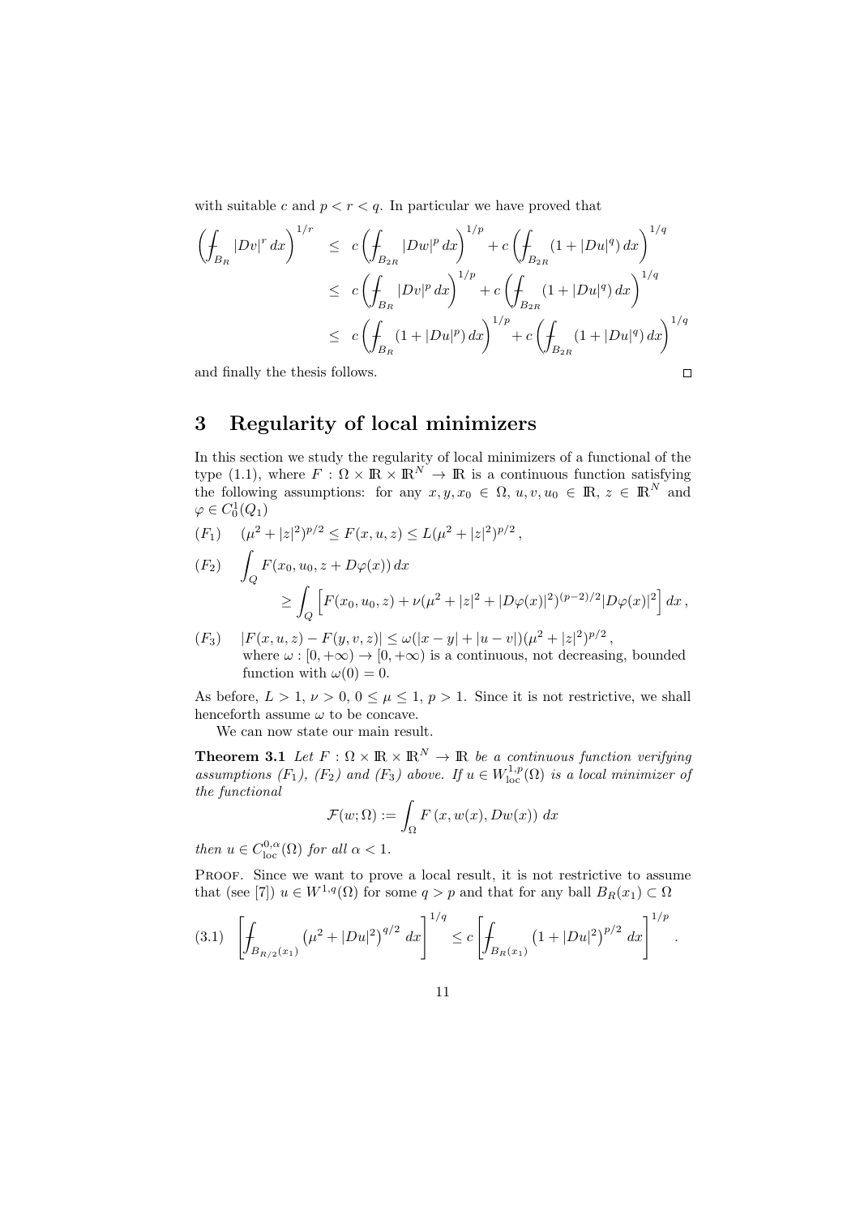with suitable $c$ and $p < r < q$. In particular we have proved that

$$
\begin{aligned}
\left( \fint_{B_R} |Dv|^r \, dx \right)^{1/r} &\leq c \left( \fint_{B_{2R}} |Dw|^p \, dx \right)^{1/p} + c \left( \fint_{B_{2R}} (1 + |Du|^q) \, dx \right)^{1/q} \\
&\leq c \left( \fint_{B_R} |Dv|^p \, dx \right)^{1/p} + c \left( \fint_{B_{2R}} (1 + |Du|^q) \, dx \right)^{1/q} \\
&\leq c \left( \fint_{B_R} (1 + |Du|^p) \, dx \right)^{1/p} + c \left( \fint_{B_{2R}} (1 + |Du|^q) \, dx \right)^{1/q}
\end{aligned}
$$

and finally the thesis follows. □

# 3 Regularity of local minimizers

In this section we study the regularity of local minimizers of a functional of the type (1.1), where $F : \Omega \times \mathbb{R} \times \mathbb{R}^N \to \mathbb{R}$ is a continuous function satisfying the following assumptions: for any $x, y, x_0 \in \Omega$, $u, v, u_0 \in \mathbb{R}$, $z \in \mathbb{R}^N$ and $\varphi \in C_0^1(Q_1)$

$(F_1)$ $\quad (\mu^2 + |z|^2)^{p/2} \leq F(x, u, z) \leq L(\mu^2 + |z|^2)^{p/2}$,

$(F_2)$
$$
\int_Q F(x_0, u_0, z + D\varphi(x)) \, dx \geq \int_Q \left[ F(x_0, u_0, z) + \nu(\mu^2 + |z|^2 + |D\varphi(x)|^2)^{(p-2)/2} |D\varphi(x)|^2 \right] dx \,,
$$

$(F_3)$ $\quad |F(x, u, z) - F(y, v, z)| \leq \omega(|x - y| + |u - v|)(\mu^2 + |z|^2)^{p/2}$,
where $\omega : [0, +\infty) \to [0, +\infty)$ is a continuous, not decreasing, bounded function with $\omega(0) = 0$.

As before, $L > 1$, $\nu > 0$, $0 \leq \mu \leq 1$, $p > 1$. Since it is not restrictive, we shall henceforth assume $\omega$ to be concave.

We can now state our main result.

**Theorem 3.1** *Let $F : \Omega \times \mathbb{R} \times \mathbb{R}^N \to \mathbb{R}$ be a continuous function verifying assumptions $(F_1)$, $(F_2)$ and $(F_3)$ above. If $u \in W^{1,p}_{\mathrm{loc}}(\Omega)$ is a local minimizer of the functional*

$$
\mathcal{F}(w; \Omega) := \int_\Omega F\left(x, w(x), Dw(x)\right) \, dx
$$

*then $u \in C^{0,\alpha}_{\mathrm{loc}}(\Omega)$ for all $\alpha < 1$.*

Proof. Since we want to prove a local result, it is not restrictive to assume that (see [7]) $u \in W^{1,q}(\Omega)$ for some $q > p$ and that for any ball $B_R(x_1) \subset \Omega$

$$
(3.1) \quad \left[ \fint_{B_{R/2}(x_1)} \left( \mu^2 + |Du|^2 \right)^{q/2} \, dx \right]^{1/q} \leq c \left[ \fint_{B_R(x_1)} \left( 1 + |Du|^2 \right)^{p/2} \, dx \right]^{1/p} .
$$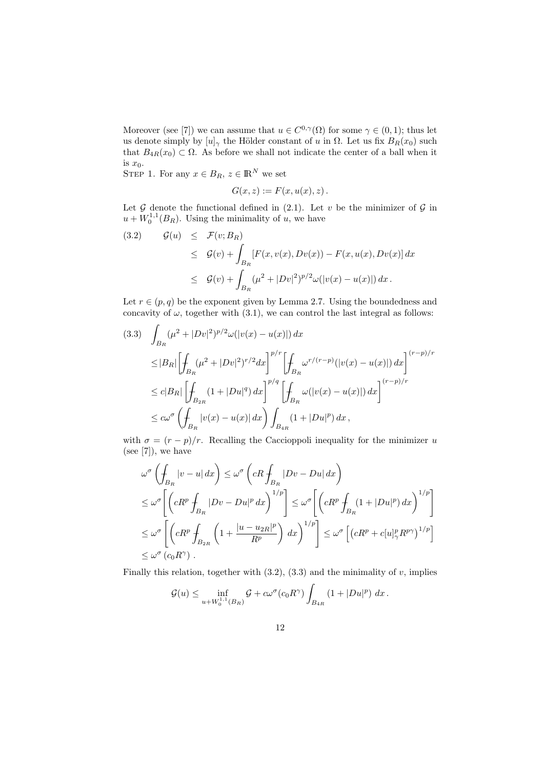Moreover (see [7]) we can assume that $u \in C^{0,\gamma}(\Omega)$ for some $\gamma \in (0,1)$; thus let us denote simply by $[u]_\gamma$ the Hölder constant of $u$ in $\Omega$. Let us fix $B_R(x_0)$ such that $B_{4R}(x_0) \subset \Omega$. As before we shall not indicate the center of a ball when it is $x_0$.

STEP 1. For any $x \in B_R$, $z \in \mathbb{R}^N$ we set

$$G(x,z) := F(x, u(x), z)\,.$$

Let $\mathcal{G}$ denote the functional defined in (2.1). Let $v$ be the minimizer of $\mathcal{G}$ in $u + W_0^{1,1}(B_R)$. Using the minimality of $u$, we have

$$\begin{aligned}
(3.2)\qquad \mathcal{G}(u) &\leq \mathcal{F}(v; B_R) \\
&\leq \mathcal{G}(v) + \int_{B_R} [F(x, v(x), Dv(x)) - F(x, u(x), Dv(x)]\, dx \\
&\leq \mathcal{G}(v) + \int_{B_R} (\mu^2 + |Dv|^2)^{p/2} \omega(|v(x) - u(x)|)\, dx\,.
\end{aligned}$$

Let $r \in (p,q)$ be the exponent given by Lemma 2.7. Using the boundedness and concavity of $\omega$, together with (3.1), we can control the last integral as follows:

$$\begin{aligned}
(3.3)\quad &\int_{B_R} (\mu^2 + |Dv|^2)^{p/2} \omega(|v(x) - u(x)|)\, dx \\
&\leq |B_R| \left[ \fint_{B_R} (\mu^2 + |Dv|^2)^{r/2} dx \right]^{p/r} \left[ \fint_{B_R} \omega^{r/(r-p)}(|v(x) - u(x)|)\, dx \right]^{(r-p)/r} \\
&\leq c|B_R| \left[ \fint_{B_{2R}} (1 + |Du|^q)\, dx \right]^{p/q} \left[ \fint_{B_R} \omega(|v(x) - u(x)|)\, dx \right]^{(r-p)/r} \\
&\leq c\omega^\sigma \left( \fint_{B_R} |v(x) - u(x)|\, dx \right) \int_{B_{4R}} (1 + |Du|^p)\, dx\,,
\end{aligned}$$

with $\sigma = (r-p)/r$. Recalling the Caccioppoli inequality for the minimizer $u$ (see [7]), we have

$$\begin{aligned}
&\omega^\sigma \left( \fint_{B_R} |v - u|\, dx \right) \leq \omega^\sigma \left( cR \fint_{B_R} |Dv - Du|\, dx \right) \\
&\leq \omega^\sigma \left[ \left( cR^p \fint_{B_R} |Dv - Du|^p\, dx \right)^{1/p} \right] \leq \omega^\sigma \left[ \left( cR^p \fint_{B_R} (1 + |Du|^p)\, dx \right)^{1/p} \right] \\
&\leq \omega^\sigma \left[ \left( cR^p \fint_{B_{2R}} \left( 1 + \frac{|u - u_{2R}|^p}{R^p} \right) dx \right)^{1/p} \right] \leq \omega^\sigma \left[ \left( cR^p + c[u]_\gamma^p R^{p\gamma} \right)^{1/p} \right] \\
&\leq \omega^\sigma \left( c_0 R^\gamma \right)\,.
\end{aligned}$$

Finally this relation, together with (3.2), (3.3) and the minimality of $v$, implies

$$\mathcal{G}(u) \leq \inf_{u + W_0^{1,1}(B_R)} \mathcal{G} + c\omega^\sigma(c_0 R^\gamma) \int_{B_{4R}} (1 + |Du|^p)\; dx\,.$$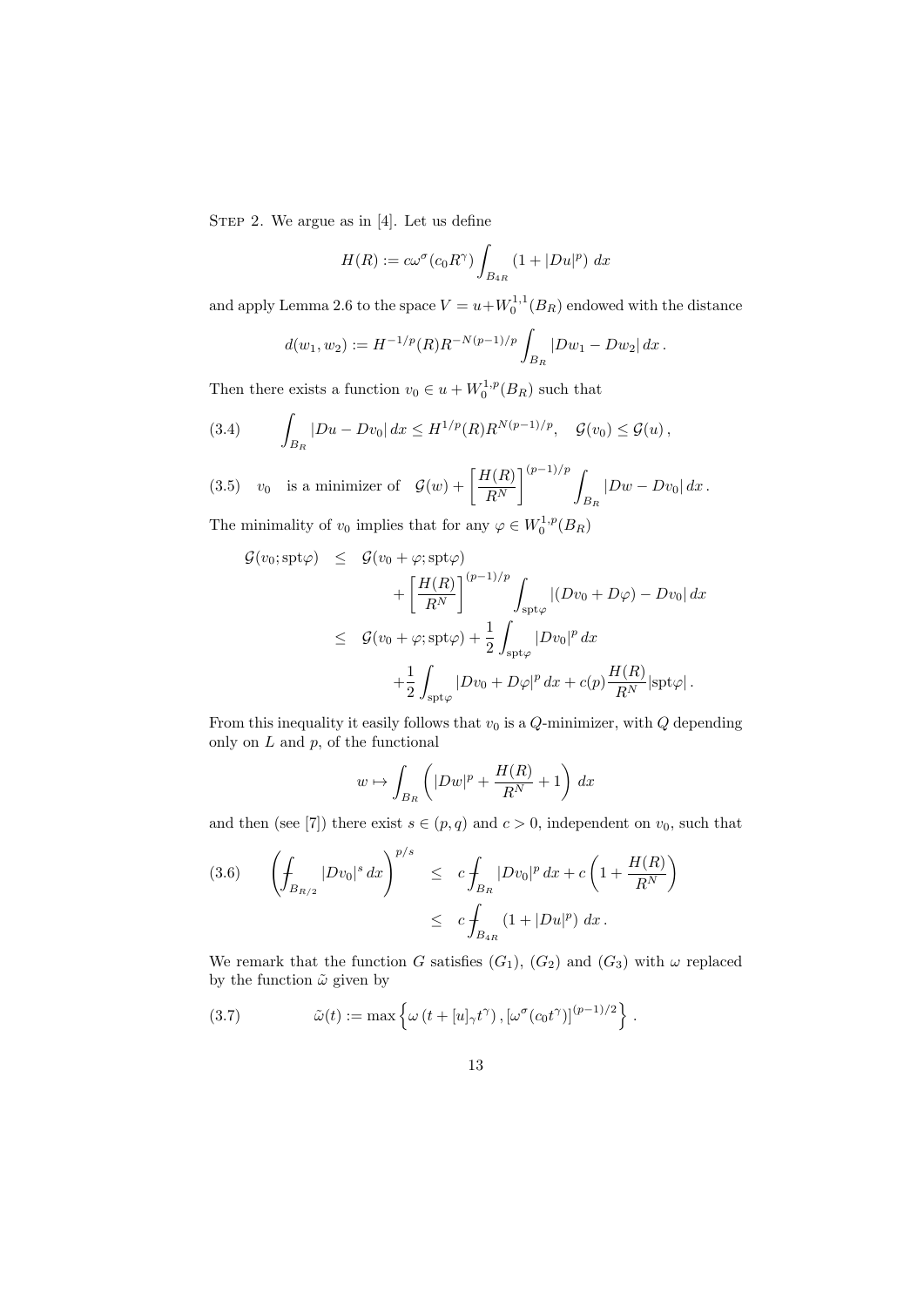STEP 2. We argue as in [4]. Let us define

$$H(R) := c\omega^{\sigma}(c_0 R^{\gamma}) \int_{B_{4R}} (1 + |Du|^p)\, dx$$

and apply Lemma 2.6 to the space $V = u + W_0^{1,1}(B_R)$ endowed with the distance

$$d(w_1, w_2) := H^{-1/p}(R) R^{-N(p-1)/p} \int_{B_R} |Dw_1 - Dw_2|\, dx\,.$$

Then there exists a function $v_0 \in u + W_0^{1,p}(B_R)$ such that

$$\int_{B_R} |Du - Dv_0|\, dx \leq H^{1/p}(R) R^{N(p-1)/p}, \quad \mathcal{G}(v_0) \leq \mathcal{G}(u)\,, \tag{3.4}$$

$$v_0 \quad \text{is a minimizer of} \quad \mathcal{G}(w) + \left[\frac{H(R)}{R^N}\right]^{(p-1)/p} \int_{B_R} |Dw - Dv_0|\, dx\,. \tag{3.5}$$

The minimality of $v_0$ implies that for any $\varphi \in W_0^{1,p}(B_R)$

$$\begin{aligned}
\mathcal{G}(v_0; \mathrm{spt}\varphi) \quad &\leq \quad \mathcal{G}(v_0 + \varphi; \mathrm{spt}\varphi) \\
&\qquad + \left[\frac{H(R)}{R^N}\right]^{(p-1)/p} \int_{\mathrm{spt}\varphi} |(Dv_0 + D\varphi) - Dv_0|\, dx \\
&\leq \quad \mathcal{G}(v_0 + \varphi; \mathrm{spt}\varphi) + \frac{1}{2} \int_{\mathrm{spt}\varphi} |Dv_0|^p\, dx \\
&\qquad + \frac{1}{2} \int_{\mathrm{spt}\varphi} |Dv_0 + D\varphi|^p\, dx + c(p) \frac{H(R)}{R^N} |\mathrm{spt}\varphi|\,.
\end{aligned}$$

From this inequality it easily follows that $v_0$ is a $Q$-minimizer, with $Q$ depending only on $L$ and $p$, of the functional

$$w \mapsto \int_{B_R} \left( |Dw|^p + \frac{H(R)}{R^N} + 1 \right) dx$$

and then (see [7]) there exist $s \in (p, q)$ and $c > 0$, independent on $v_0$, such that

$$\begin{aligned}
\left( \fint_{B_{R/2}} |Dv_0|^s\, dx \right)^{p/s} \quad &\leq \quad c \fint_{B_R} |Dv_0|^p\, dx + c\left(1 + \frac{H(R)}{R^N}\right) \\
&\leq \quad c \fint_{B_{4R}} (1 + |Du|^p)\, dx\,.
\end{aligned} \tag{3.6}$$

We remark that the function $G$ satisfies $(G_1)$, $(G_2)$ and $(G_3)$ with $\omega$ replaced by the function $\tilde{\omega}$ given by

$$\tilde{\omega}(t) := \max\left\{ \omega\left(t + [u]_{\gamma} t^{\gamma}\right), [\omega^{\sigma}(c_0 t^{\gamma})]^{(p-1)/2} \right\}\,. \tag{3.7}$$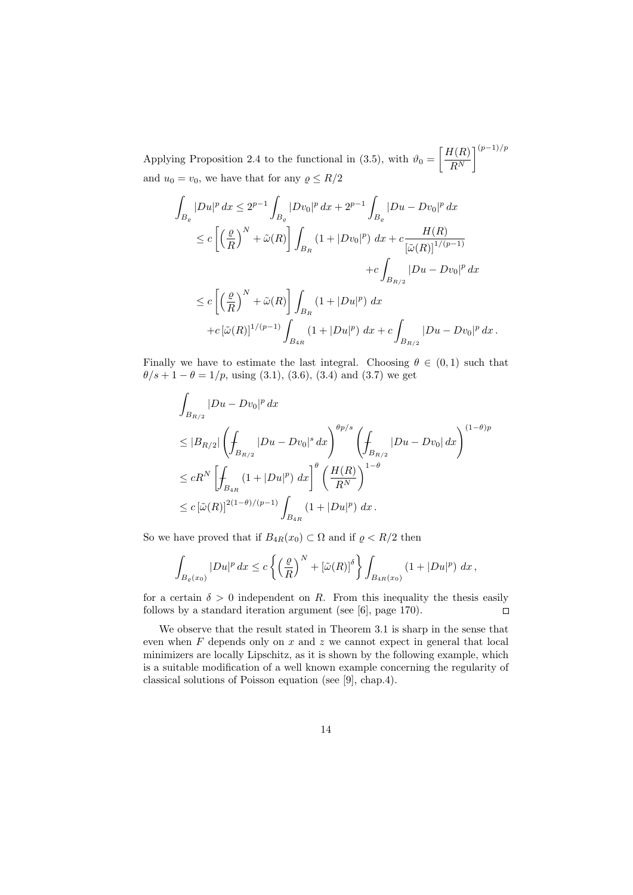Applying Proposition 2.4 to the functional in (3.5), with $\vartheta_0 = \left[\dfrac{H(R)}{R^N}\right]^{(p-1)/p}$ and $u_0 = v_0$, we have that for any $\varrho \le R/2$

$$
\begin{aligned}
\int_{B_\varrho} |Du|^p \, dx &\le 2^{p-1} \int_{B_\varrho} |Dv_0|^p \, dx + 2^{p-1} \int_{B_\varrho} |Du - Dv_0|^p \, dx \\
&\le c \left[ \left( \frac{\varrho}{R} \right)^N + \tilde{\omega}(R) \right] \int_{B_R} (1 + |Dv_0|^p) \, dx + c \frac{H(R)}{[\tilde{\omega}(R)]^{1/(p-1)}} \\
&\qquad\qquad\qquad + c \int_{B_{R/2}} |Du - Dv_0|^p \, dx \\
&\le c \left[ \left( \frac{\varrho}{R} \right)^N + \tilde{\omega}(R) \right] \int_{B_R} (1 + |Du|^p) \, dx \\
&\quad + c \, [\tilde{\omega}(R)]^{1/(p-1)} \int_{B_{4R}} (1 + |Du|^p) \, dx + c \int_{B_{R/2}} |Du - Dv_0|^p \, dx \, .
\end{aligned}
$$

Finally we have to estimate the last integral. Choosing $\theta \in (0,1)$ such that $\theta/s + 1 - \theta = 1/p$, using (3.1), (3.6), (3.4) and (3.7) we get

$$
\begin{aligned}
&\int_{B_{R/2}} |Du - Dv_0|^p \, dx \\
&\le |B_{R/2}| \left( \fint_{B_{R/2}} |Du - Dv_0|^s \, dx \right)^{\theta p/s} \left( \fint_{B_{R/2}} |Du - Dv_0| \, dx \right)^{(1-\theta)p} \\
&\le c R^N \left[ \fint_{B_{4R}} (1 + |Du|^p) \, dx \right]^{\theta} \left( \frac{H(R)}{R^N} \right)^{1-\theta} \\
&\le c \, [\tilde{\omega}(R)]^{2(1-\theta)/(p-1)} \int_{B_{4R}} (1 + |Du|^p) \, dx \, .
\end{aligned}
$$

So we have proved that if $B_{4R}(x_0) \subset \Omega$ and if $\varrho < R/2$ then

$$
\int_{B_\varrho(x_0)} |Du|^p \, dx \le c \left\{ \left( \frac{\varrho}{R} \right)^N + [\tilde{\omega}(R)]^{\delta} \right\} \int_{B_{4R}(x_0)} (1 + |Du|^p) \, dx \, ,
$$

for a certain $\delta > 0$ independent on $R$. From this inequality the thesis easily follows by a standard iteration argument (see [6], page 170). □

We observe that the result stated in Theorem 3.1 is sharp in the sense that even when $F$ depends only on $x$ and $z$ we cannot expect in general that local minimizers are locally Lipschitz, as it is shown by the following example, which is a suitable modification of a well known example concerning the regularity of classical solutions of Poisson equation (see [9], chap.4).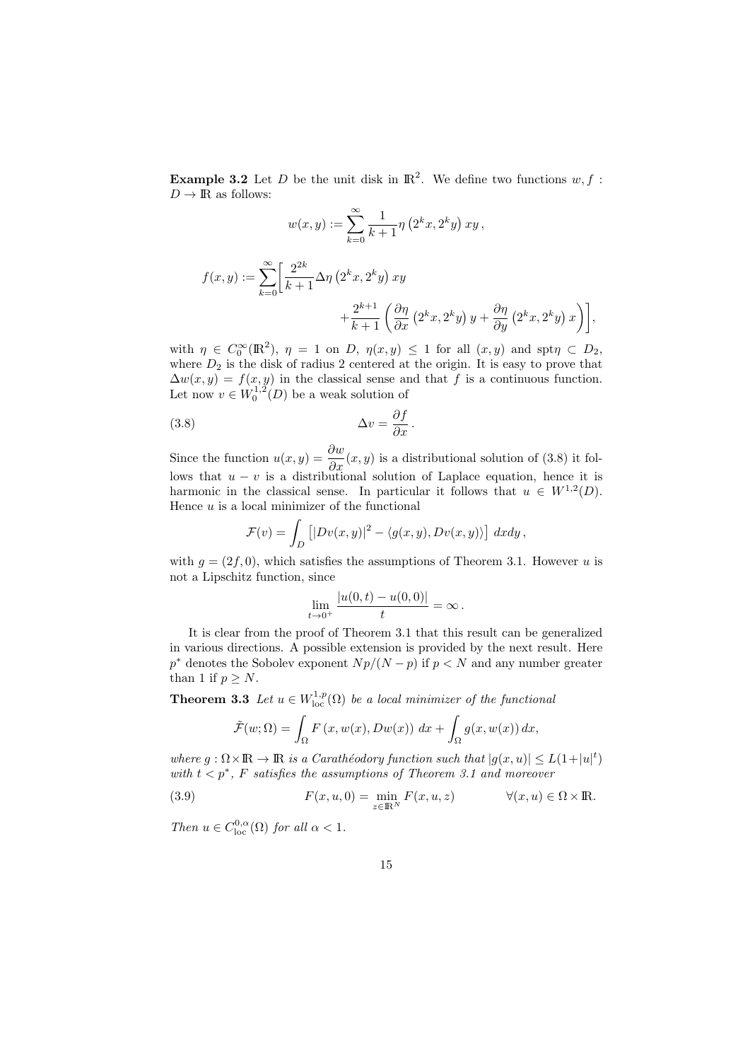**Example 3.2** Let $D$ be the unit disk in $\mathbb{R}^2$. We define two functions $w, f : D \to \mathbb{R}$ as follows:

$$w(x,y) := \sum_{k=0}^{\infty} \frac{1}{k+1} \eta\left(2^k x, 2^k y\right) xy\,,$$

$$f(x,y) := \sum_{k=0}^{\infty} \bigg[ \frac{2^{2k}}{k+1} \Delta\eta\left(2^k x, 2^k y\right) xy \\ + \frac{2^{k+1}}{k+1} \left( \frac{\partial \eta}{\partial x}\left(2^k x, 2^k y\right) y + \frac{\partial \eta}{\partial y}\left(2^k x, 2^k y\right) x \right) \bigg],$$

with $\eta \in C_0^\infty(\mathbb{R}^2)$, $\eta = 1$ on $D$, $\eta(x,y) \leq 1$ for all $(x,y)$ and $\mathrm{spt}\eta \subset D_2$, where $D_2$ is the disk of radius 2 centered at the origin. It is easy to prove that $\Delta w(x,y) = f(x,y)$ in the classical sense and that $f$ is a continuous function. Let now $v \in W_0^{1,2}(D)$ be a weak solution of

$$\Delta v = \frac{\partial f}{\partial x}\,. \tag{3.8}$$

Since the function $u(x,y) = \dfrac{\partial w}{\partial x}(x,y)$ is a distributional solution of (3.8) it follows that $u - v$ is a distributional solution of Laplace equation, hence it is harmonic in the classical sense. In particular it follows that $u \in W^{1,2}(D)$. Hence $u$ is a local minimizer of the functional

$$\mathcal{F}(v) = \int_D \left[ |Dv(x,y)|^2 - \langle g(x,y), Dv(x,y) \rangle \right] \, dxdy\,,$$

with $g = (2f, 0)$, which satisfies the assumptions of Theorem 3.1. However $u$ is not a Lipschitz function, since

$$\lim_{t \to 0^+} \frac{|u(0,t) - u(0,0)|}{t} = \infty\,.$$

It is clear from the proof of Theorem 3.1 that this result can be generalized in various directions. A possible extension is provided by the next result. Here $p^*$ denotes the Sobolev exponent $Np/(N-p)$ if $p < N$ and any number greater than 1 if $p \geq N$.

**Theorem 3.3** *Let $u \in W^{1,p}_{\mathrm{loc}}(\Omega)$ be a local minimizer of the functional*

$$\tilde{\mathcal{F}}(w;\Omega) = \int_\Omega F\left(x, w(x), Dw(x)\right) \, dx + \int_\Omega g(x, w(x))\, dx,$$

*where $g : \Omega \times \mathbb{R} \to \mathbb{R}$ is a Carathéodory function such that $|g(x,u)| \leq L(1+|u|^t)$ with $t < p^*$, $F$ satisfies the assumptions of Theorem 3.1 and moreover*

$$F(x,u,0) = \min_{z \in \mathbb{R}^N} F(x,u,z) \qquad \forall (x,u) \in \Omega \times \mathbb{R}. \tag{3.9}$$

*Then $u \in C^{0,\alpha}_{\mathrm{loc}}(\Omega)$ for all $\alpha < 1$.*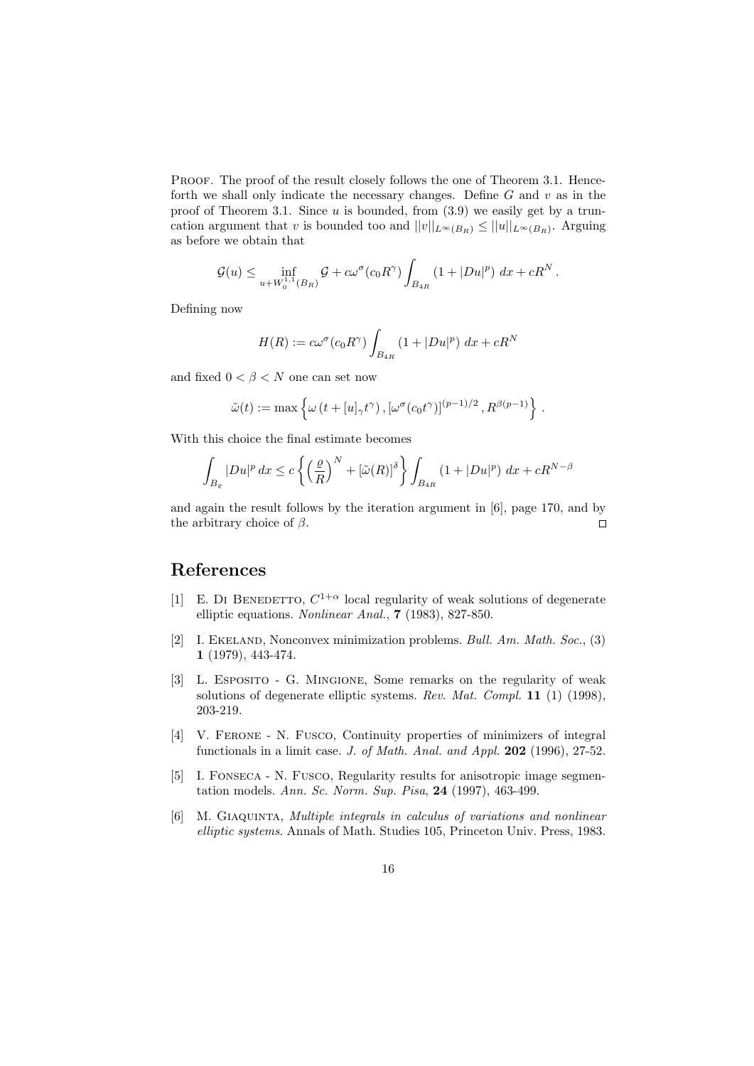Proof. The proof of the result closely follows the one of Theorem 3.1. Henceforth we shall only indicate the necessary changes. Define $G$ and $v$ as in the proof of Theorem 3.1. Since $u$ is bounded, from (3.9) we easily get by a truncation argument that $v$ is bounded too and $||v||_{L^\infty(B_R)} \leq ||u||_{L^\infty(B_R)}$. Arguing as before we obtain that

$$\mathcal{G}(u) \leq \inf_{u+W_0^{1,1}(B_R)} \mathcal{G} + c\omega^\sigma(c_0 R^\gamma) \int_{B_{4R}} (1 + |Du|^p) \, dx + cR^N .$$

Defining now

$$H(R) := c\omega^\sigma(c_0 R^\gamma) \int_{B_{4R}} (1 + |Du|^p) \, dx + cR^N$$

and fixed $0 < \beta < N$ one can set now

$$\tilde{\omega}(t) := \max\left\{\omega\left(t + [u]_\gamma t^\gamma\right), [\omega^\sigma(c_0 t^\gamma)]^{(p-1)/2}, R^{\beta(p-1)}\right\} .$$

With this choice the final estimate becomes

$$\int_{B_\varrho} |Du|^p \, dx \leq c\left\{\left(\frac{\varrho}{R}\right)^N + [\tilde{\omega}(R)]^\delta\right\} \int_{B_{4R}} (1 + |Du|^p) \, dx + cR^{N-\beta}$$

and again the result follows by the iteration argument in [6], page 170, and by the arbitrary choice of $\beta$. □

# References

[1] E. Di Benedetto, $C^{1+\alpha}$ local regularity of weak solutions of degenerate elliptic equations. *Nonlinear Anal.*, **7** (1983), 827-850.

[2] I. Ekeland, Nonconvex minimization problems. *Bull. Am. Math. Soc.*, (3) **1** (1979), 443-474.

[3] L. Esposito - G. Mingione, Some remarks on the regularity of weak solutions of degenerate elliptic systems. *Rev. Mat. Compl.* **11** (1) (1998), 203-219.

[4] V. Ferone - N. Fusco, Continuity properties of minimizers of integral functionals in a limit case. *J. of Math. Anal. and Appl.* **202** (1996), 27-52.

[5] I. Fonseca - N. Fusco, Regularity results for anisotropic image segmentation models. *Ann. Sc. Norm. Sup. Pisa*, **24** (1997), 463-499.

[6] M. Giaquinta, *Multiple integrals in calculus of variations and nonlinear elliptic systems*. Annals of Math. Studies 105, Princeton Univ. Press, 1983.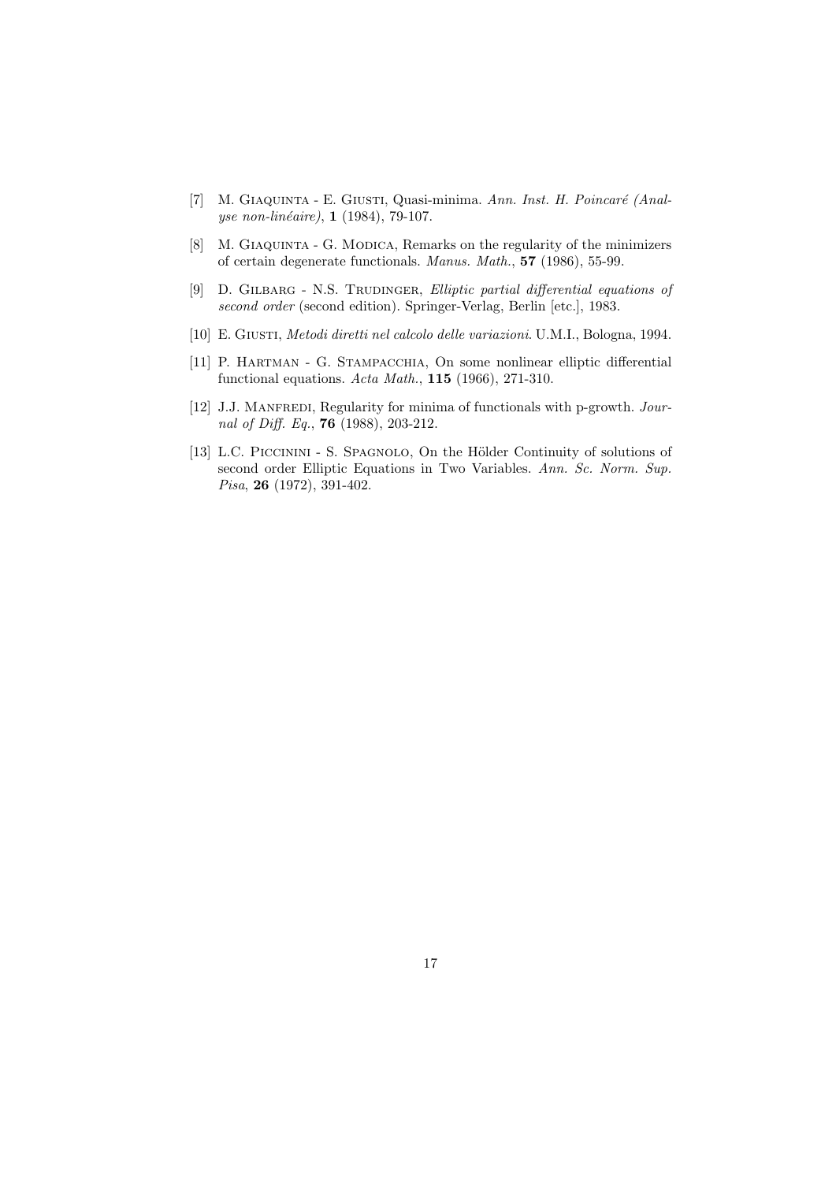[7] M. Giaquinta - E. Giusti, Quasi-minima. *Ann. Inst. H. Poincaré (Analyse non-linéaire)*, **1** (1984), 79-107.

[8] M. Giaquinta - G. Modica, Remarks on the regularity of the minimizers of certain degenerate functionals. *Manus. Math.*, **57** (1986), 55-99.

[9] D. Gilbarg - N.S. Trudinger, *Elliptic partial differential equations of second order* (second edition). Springer-Verlag, Berlin [etc.], 1983.

[10] E. Giusti, *Metodi diretti nel calcolo delle variazioni*. U.M.I., Bologna, 1994.

[11] P. Hartman - G. Stampacchia, On some nonlinear elliptic differential functional equations. *Acta Math.*, **115** (1966), 271-310.

[12] J.J. Manfredi, Regularity for minima of functionals with p-growth. *Journal of Diff. Eq.*, **76** (1988), 203-212.

[13] L.C. Piccinini - S. Spagnolo, On the Hölder Continuity of solutions of second order Elliptic Equations in Two Variables. *Ann. Sc. Norm. Sup. Pisa*, **26** (1972), 391-402.